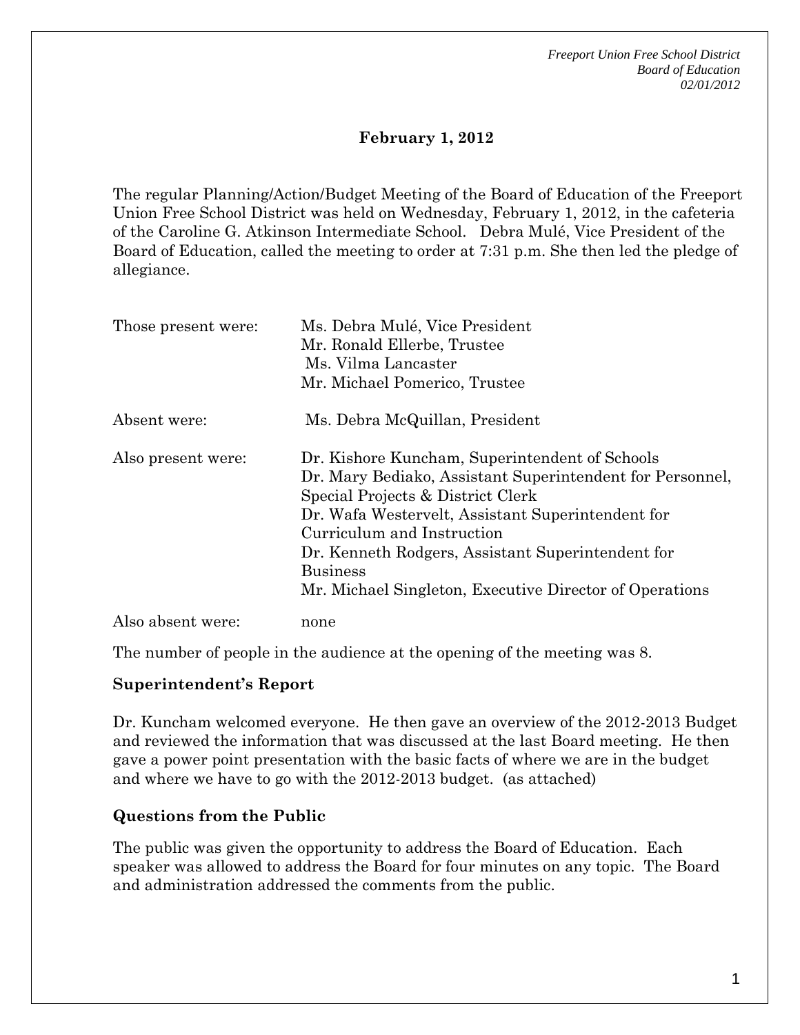**February 1, 2012**

The regular Planning/Action/Budget Meeting of the Board of Education of the Freeport Union Free School District was held on Wednesday, February 1, 2012, in the cafeteria of the Caroline G. Atkinson Intermediate School. Debra Mulé, Vice President of the Board of Education, called the meeting to order at 7:31 p.m. She then led the pledge of allegiance.

| | |
|---|---|
| Those present were: | Ms. Debra Mulé, Vice President<br>Mr. Ronald Ellerbe, Trustee<br>Ms. Vilma Lancaster<br>Mr. Michael Pomerico, Trustee |
| Absent were: | Ms. Debra McQuillan, President |
| Also present were: | Dr. Kishore Kuncham, Superintendent of Schools<br>Dr. Mary Bediako, Assistant Superintendent for Personnel, Special Projects & District Clerk<br>Dr. Wafa Westervelt, Assistant Superintendent for Curriculum and Instruction<br>Dr. Kenneth Rodgers, Assistant Superintendent for Business<br>Mr. Michael Singleton, Executive Director of Operations |
| Also absent were: | none |

The number of people in the audience at the opening of the meeting was 8.

**Superintendent's Report**

Dr. Kuncham welcomed everyone. He then gave an overview of the 2012-2013 Budget and reviewed the information that was discussed at the last Board meeting. He then gave a power point presentation with the basic facts of where we are in the budget and where we have to go with the 2012-2013 budget. (as attached)

**Questions from the Public**

The public was given the opportunity to address the Board of Education. Each speaker was allowed to address the Board for four minutes on any topic. The Board and administration addressed the comments from the public.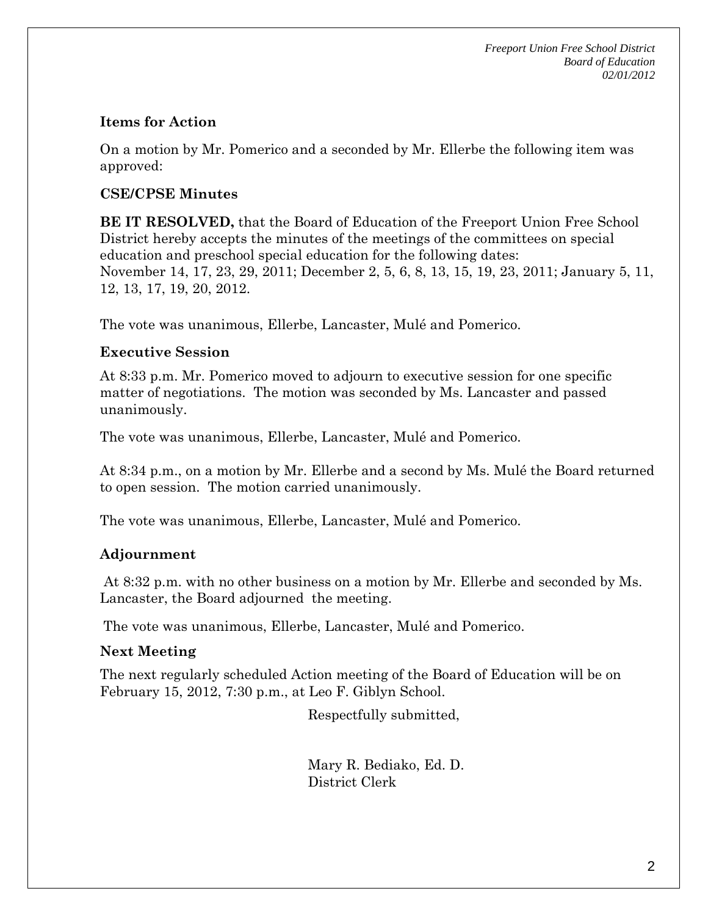### Items for Action

On a motion by Mr. Pomerico and a seconded by Mr. Ellerbe the following item was approved:

### CSE/CPSE Minutes

**BE IT RESOLVED,** that the Board of Education of the Freeport Union Free School District hereby accepts the minutes of the meetings of the committees on special education and preschool special education for the following dates:
November 14, 17, 23, 29, 2011; December 2, 5, 6, 8, 13, 15, 19, 23, 2011; January 5, 11, 12, 13, 17, 19, 20, 2012.

The vote was unanimous, Ellerbe, Lancaster, Mulé and Pomerico.

### Executive Session

At 8:33 p.m. Mr. Pomerico moved to adjourn to executive session for one specific matter of negotiations. The motion was seconded by Ms. Lancaster and passed unanimously.

The vote was unanimous, Ellerbe, Lancaster, Mulé and Pomerico.

At 8:34 p.m., on a motion by Mr. Ellerbe and a second by Ms. Mulé the Board returned to open session. The motion carried unanimously.

The vote was unanimous, Ellerbe, Lancaster, Mulé and Pomerico.

### Adjournment

At 8:32 p.m. with no other business on a motion by Mr. Ellerbe and seconded by Ms. Lancaster, the Board adjourned the meeting.

The vote was unanimous, Ellerbe, Lancaster, Mulé and Pomerico.

### Next Meeting

The next regularly scheduled Action meeting of the Board of Education will be on February 15, 2012, 7:30 p.m., at Leo F. Giblyn School.

Respectfully submitted,

Mary R. Bediako, Ed. D.
District Clerk